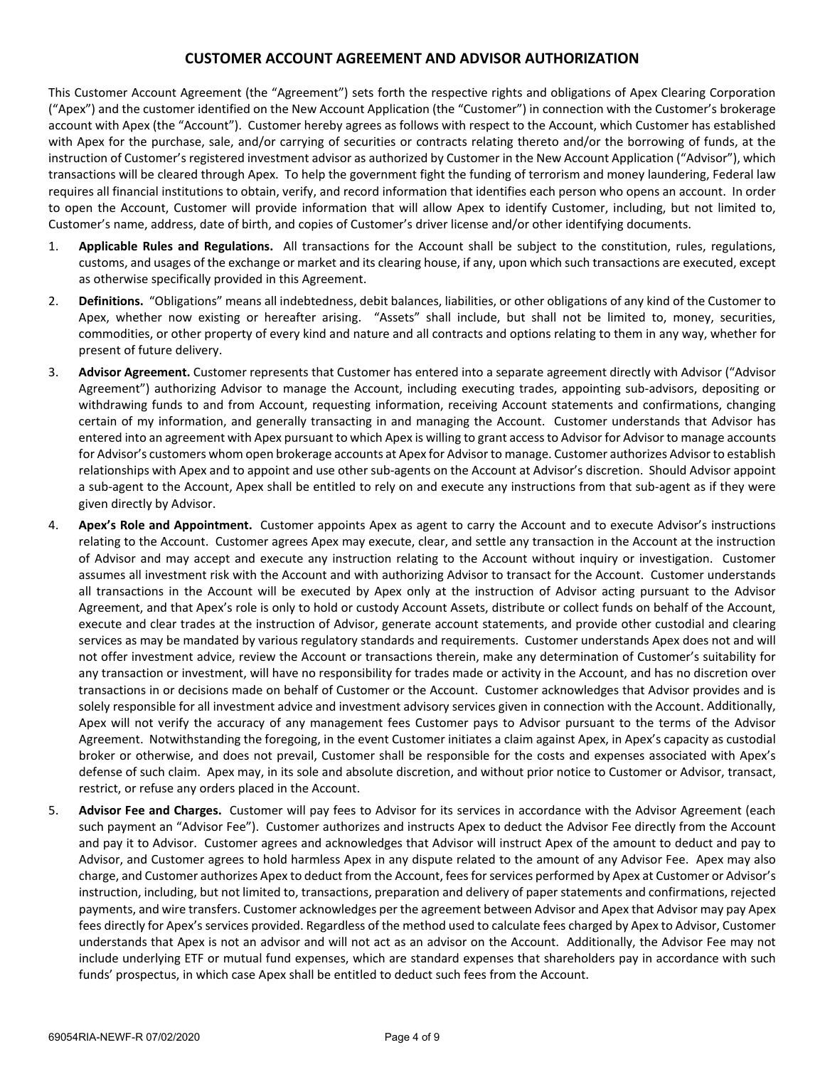# CUSTOMER ACCOUNT AGREEMENT AND ADVISOR AUTHORIZATION

This Customer Account Agreement (the "Agreement") sets forth the respective rights and obligations of Apex Clearing Corporation ("Apex") and the customer identified on the New Account Application (the "Customer") in connection with the Customer's brokerage account with Apex (the "Account"). Customer hereby agrees as follows with respect to the Account, which Customer has established with Apex for the purchase, sale, and/or carrying of securities or contracts relating thereto and/or the borrowing of funds, at the instruction of Customer's registered investment advisor as authorized by Customer in the New Account Application ("Advisor"), which transactions will be cleared through Apex. To help the government fight the funding of terrorism and money laundering, Federal law requires all financial institutions to obtain, verify, and record information that identifies each person who opens an account. In order to open the Account, Customer will provide information that will allow Apex to identify Customer, including, but not limited to, Customer's name, address, date of birth, and copies of Customer's driver license and/or other identifying documents.

1. **Applicable Rules and Regulations.** All transactions for the Account shall be subject to the constitution, rules, regulations, customs, and usages of the exchange or market and its clearing house, if any, upon which such transactions are executed, except as otherwise specifically provided in this Agreement.

2. **Definitions.** "Obligations" means all indebtedness, debit balances, liabilities, or other obligations of any kind of the Customer to Apex, whether now existing or hereafter arising. "Assets" shall include, but shall not be limited to, money, securities, commodities, or other property of every kind and nature and all contracts and options relating to them in any way, whether for present of future delivery.

3. **Advisor Agreement.** Customer represents that Customer has entered into a separate agreement directly with Advisor ("Advisor Agreement") authorizing Advisor to manage the Account, including executing trades, appointing sub-advisors, depositing or withdrawing funds to and from Account, requesting information, receiving Account statements and confirmations, changing certain of my information, and generally transacting in and managing the Account. Customer understands that Advisor has entered into an agreement with Apex pursuant to which Apex is willing to grant access to Advisor for Advisor to manage accounts for Advisor's customers whom open brokerage accounts at Apex for Advisor to manage. Customer authorizes Advisor to establish relationships with Apex and to appoint and use other sub-agents on the Account at Advisor's discretion. Should Advisor appoint a sub-agent to the Account, Apex shall be entitled to rely on and execute any instructions from that sub-agent as if they were given directly by Advisor.

4. **Apex's Role and Appointment.** Customer appoints Apex as agent to carry the Account and to execute Advisor's instructions relating to the Account. Customer agrees Apex may execute, clear, and settle any transaction in the Account at the instruction of Advisor and may accept and execute any instruction relating to the Account without inquiry or investigation. Customer assumes all investment risk with the Account and with authorizing Advisor to transact for the Account. Customer understands all transactions in the Account will be executed by Apex only at the instruction of Advisor acting pursuant to the Advisor Agreement, and that Apex's role is only to hold or custody Account Assets, distribute or collect funds on behalf of the Account, execute and clear trades at the instruction of Advisor, generate account statements, and provide other custodial and clearing services as may be mandated by various regulatory standards and requirements. Customer understands Apex does not and will not offer investment advice, review the Account or transactions therein, make any determination of Customer's suitability for any transaction or investment, will have no responsibility for trades made or activity in the Account, and has no discretion over transactions in or decisions made on behalf of Customer or the Account. Customer acknowledges that Advisor provides and is solely responsible for all investment advice and investment advisory services given in connection with the Account. Additionally, Apex will not verify the accuracy of any management fees Customer pays to Advisor pursuant to the terms of the Advisor Agreement. Notwithstanding the foregoing, in the event Customer initiates a claim against Apex, in Apex's capacity as custodial broker or otherwise, and does not prevail, Customer shall be responsible for the costs and expenses associated with Apex's defense of such claim. Apex may, in its sole and absolute discretion, and without prior notice to Customer or Advisor, transact, restrict, or refuse any orders placed in the Account.

5. **Advisor Fee and Charges.** Customer will pay fees to Advisor for its services in accordance with the Advisor Agreement (each such payment an "Advisor Fee"). Customer authorizes and instructs Apex to deduct the Advisor Fee directly from the Account and pay it to Advisor. Customer agrees and acknowledges that Advisor will instruct Apex of the amount to deduct and pay to Advisor, and Customer agrees to hold harmless Apex in any dispute related to the amount of any Advisor Fee. Apex may also charge, and Customer authorizes Apex to deduct from the Account, fees for services performed by Apex at Customer or Advisor's instruction, including, but not limited to, transactions, preparation and delivery of paper statements and confirmations, rejected payments, and wire transfers. Customer acknowledges per the agreement between Advisor and Apex that Advisor may pay Apex fees directly for Apex's services provided. Regardless of the method used to calculate fees charged by Apex to Advisor, Customer understands that Apex is not an advisor and will not act as an advisor on the Account. Additionally, the Advisor Fee may not include underlying ETF or mutual fund expenses, which are standard expenses that shareholders pay in accordance with such funds' prospectus, in which case Apex shall be entitled to deduct such fees from the Account.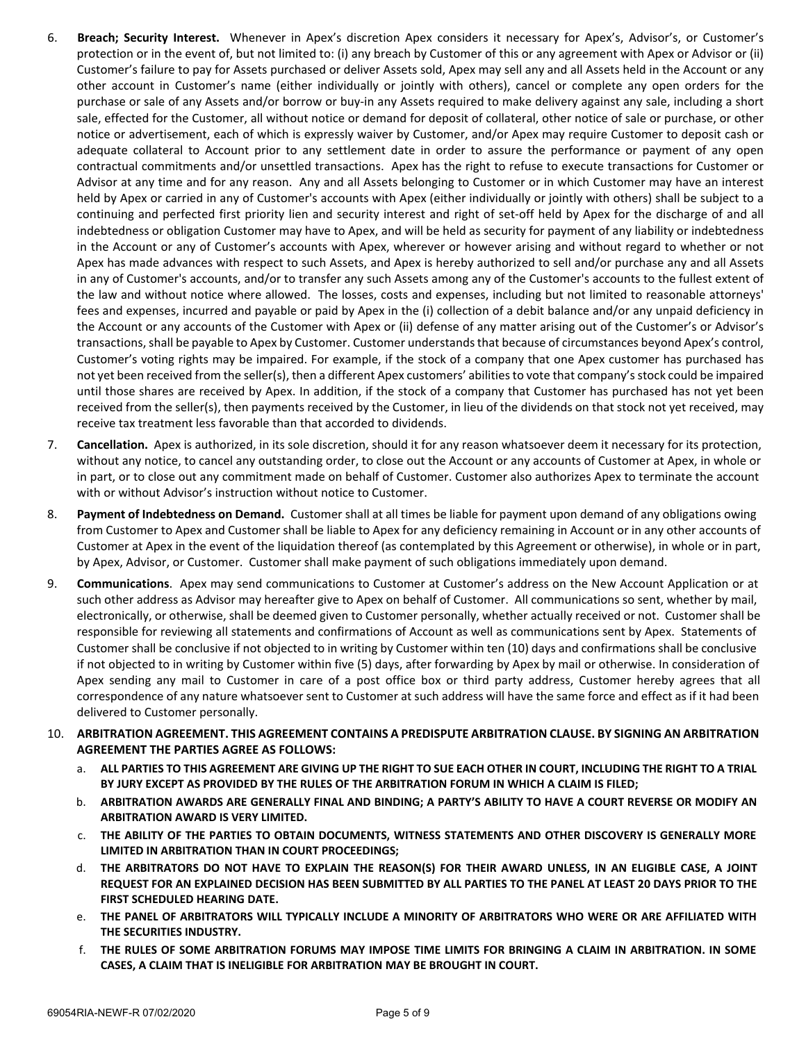6. **Breach; Security Interest.** Whenever in Apex's discretion Apex considers it necessary for Apex's, Advisor's, or Customer's protection or in the event of, but not limited to: (i) any breach by Customer of this or any agreement with Apex or Advisor or (ii) Customer's failure to pay for Assets purchased or deliver Assets sold, Apex may sell any and all Assets held in the Account or any other account in Customer's name (either individually or jointly with others), cancel or complete any open orders for the purchase or sale of any Assets and/or borrow or buy-in any Assets required to make delivery against any sale, including a short sale, effected for the Customer, all without notice or demand for deposit of collateral, other notice of sale or purchase, or other notice or advertisement, each of which is expressly waiver by Customer, and/or Apex may require Customer to deposit cash or adequate collateral to Account prior to any settlement date in order to assure the performance or payment of any open contractual commitments and/or unsettled transactions. Apex has the right to refuse to execute transactions for Customer or Advisor at any time and for any reason. Any and all Assets belonging to Customer or in which Customer may have an interest held by Apex or carried in any of Customer's accounts with Apex (either individually or jointly with others) shall be subject to a continuing and perfected first priority lien and security interest and right of set-off held by Apex for the discharge of and all indebtedness or obligation Customer may have to Apex, and will be held as security for payment of any liability or indebtedness in the Account or any of Customer's accounts with Apex, wherever or however arising and without regard to whether or not Apex has made advances with respect to such Assets, and Apex is hereby authorized to sell and/or purchase any and all Assets in any of Customer's accounts, and/or to transfer any such Assets among any of the Customer's accounts to the fullest extent of the law and without notice where allowed. The losses, costs and expenses, including but not limited to reasonable attorneys' fees and expenses, incurred and payable or paid by Apex in the (i) collection of a debit balance and/or any unpaid deficiency in the Account or any accounts of the Customer with Apex or (ii) defense of any matter arising out of the Customer's or Advisor's transactions, shall be payable to Apex by Customer. Customer understands that because of circumstances beyond Apex's control, Customer's voting rights may be impaired. For example, if the stock of a company that one Apex customer has purchased has not yet been received from the seller(s), then a different Apex customers' abilities to vote that company's stock could be impaired until those shares are received by Apex. In addition, if the stock of a company that Customer has purchased has not yet been received from the seller(s), then payments received by the Customer, in lieu of the dividends on that stock not yet received, may receive tax treatment less favorable than that accorded to dividends.

7. **Cancellation.** Apex is authorized, in its sole discretion, should it for any reason whatsoever deem it necessary for its protection, without any notice, to cancel any outstanding order, to close out the Account or any accounts of Customer at Apex, in whole or in part, or to close out any commitment made on behalf of Customer. Customer also authorizes Apex to terminate the account with or without Advisor's instruction without notice to Customer.

8. **Payment of Indebtedness on Demand.** Customer shall at all times be liable for payment upon demand of any obligations owing from Customer to Apex and Customer shall be liable to Apex for any deficiency remaining in Account or in any other accounts of Customer at Apex in the event of the liquidation thereof (as contemplated by this Agreement or otherwise), in whole or in part, by Apex, Advisor, or Customer. Customer shall make payment of such obligations immediately upon demand.

9. **Communications**. Apex may send communications to Customer at Customer's address on the New Account Application or at such other address as Advisor may hereafter give to Apex on behalf of Customer. All communications so sent, whether by mail, electronically, or otherwise, shall be deemed given to Customer personally, whether actually received or not. Customer shall be responsible for reviewing all statements and confirmations of Account as well as communications sent by Apex. Statements of Customer shall be conclusive if not objected to in writing by Customer within ten (10) days and confirmations shall be conclusive if not objected to in writing by Customer within five (5) days, after forwarding by Apex by mail or otherwise. In consideration of Apex sending any mail to Customer in care of a post office box or third party address, Customer hereby agrees that all correspondence of any nature whatsoever sent to Customer at such address will have the same force and effect as if it had been delivered to Customer personally.

10. **ARBITRATION AGREEMENT. THIS AGREEMENT CONTAINS A PREDISPUTE ARBITRATION CLAUSE. BY SIGNING AN ARBITRATION AGREEMENT THE PARTIES AGREE AS FOLLOWS:**
    a. **ALL PARTIES TO THIS AGREEMENT ARE GIVING UP THE RIGHT TO SUE EACH OTHER IN COURT, INCLUDING THE RIGHT TO A TRIAL BY JURY EXCEPT AS PROVIDED BY THE RULES OF THE ARBITRATION FORUM IN WHICH A CLAIM IS FILED;**
    b. **ARBITRATION AWARDS ARE GENERALLY FINAL AND BINDING; A PARTY'S ABILITY TO HAVE A COURT REVERSE OR MODIFY AN ARBITRATION AWARD IS VERY LIMITED.**
    c. **THE ABILITY OF THE PARTIES TO OBTAIN DOCUMENTS, WITNESS STATEMENTS AND OTHER DISCOVERY IS GENERALLY MORE LIMITED IN ARBITRATION THAN IN COURT PROCEEDINGS;**
    d. **THE ARBITRATORS DO NOT HAVE TO EXPLAIN THE REASON(S) FOR THEIR AWARD UNLESS, IN AN ELIGIBLE CASE, A JOINT REQUEST FOR AN EXPLAINED DECISION HAS BEEN SUBMITTED BY ALL PARTIES TO THE PANEL AT LEAST 20 DAYS PRIOR TO THE FIRST SCHEDULED HEARING DATE.**
    e. **THE PANEL OF ARBITRATORS WILL TYPICALLY INCLUDE A MINORITY OF ARBITRATORS WHO WERE OR ARE AFFILIATED WITH THE SECURITIES INDUSTRY.**
    f. **THE RULES OF SOME ARBITRATION FORUMS MAY IMPOSE TIME LIMITS FOR BRINGING A CLAIM IN ARBITRATION. IN SOME CASES, A CLAIM THAT IS INELIGIBLE FOR ARBITRATION MAY BE BROUGHT IN COURT.**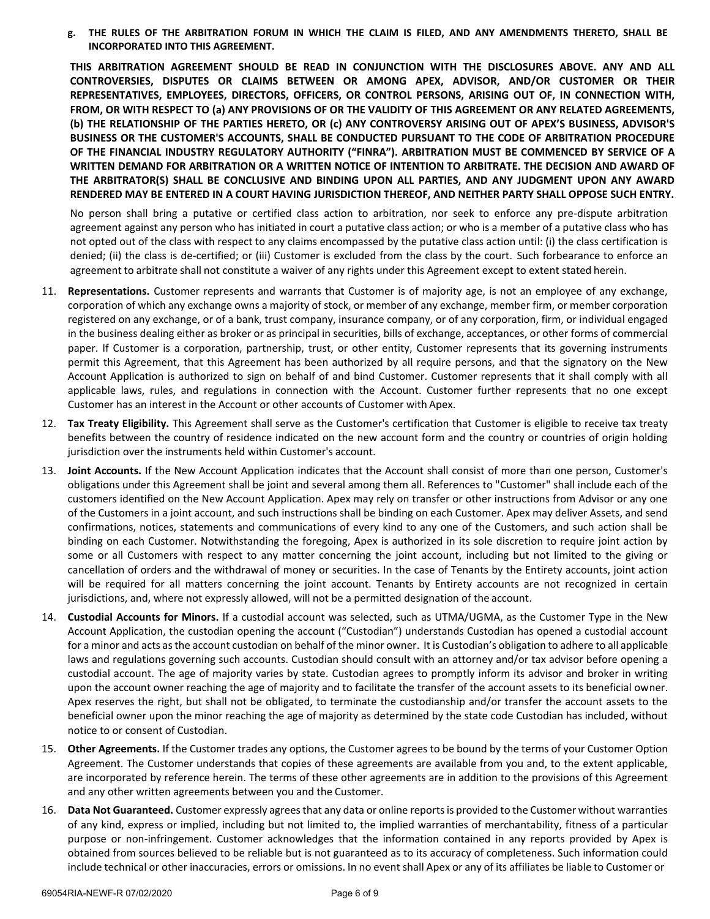**g. THE RULES OF THE ARBITRATION FORUM IN WHICH THE CLAIM IS FILED, AND ANY AMENDMENTS THERETO, SHALL BE INCORPORATED INTO THIS AGREEMENT.**

**THIS ARBITRATION AGREEMENT SHOULD BE READ IN CONJUNCTION WITH THE DISCLOSURES ABOVE. ANY AND ALL CONTROVERSIES, DISPUTES OR CLAIMS BETWEEN OR AMONG APEX, ADVISOR, AND/OR CUSTOMER OR THEIR REPRESENTATIVES, EMPLOYEES, DIRECTORS, OFFICERS, OR CONTROL PERSONS, ARISING OUT OF, IN CONNECTION WITH, FROM, OR WITH RESPECT TO (a) ANY PROVISIONS OF OR THE VALIDITY OF THIS AGREEMENT OR ANY RELATED AGREEMENTS, (b) THE RELATIONSHIP OF THE PARTIES HERETO, OR (c) ANY CONTROVERSY ARISING OUT OF APEX'S BUSINESS, ADVISOR'S BUSINESS OR THE CUSTOMER'S ACCOUNTS, SHALL BE CONDUCTED PURSUANT TO THE CODE OF ARBITRATION PROCEDURE OF THE FINANCIAL INDUSTRY REGULATORY AUTHORITY ("FINRA"). ARBITRATION MUST BE COMMENCED BY SERVICE OF A WRITTEN DEMAND FOR ARBITRATION OR A WRITTEN NOTICE OF INTENTION TO ARBITRATE. THE DECISION AND AWARD OF THE ARBITRATOR(S) SHALL BE CONCLUSIVE AND BINDING UPON ALL PARTIES, AND ANY JUDGMENT UPON ANY AWARD RENDERED MAY BE ENTERED IN A COURT HAVING JURISDICTION THEREOF, AND NEITHER PARTY SHALL OPPOSE SUCH ENTRY.**

No person shall bring a putative or certified class action to arbitration, nor seek to enforce any pre-dispute arbitration agreement against any person who has initiated in court a putative class action; or who is a member of a putative class who has not opted out of the class with respect to any claims encompassed by the putative class action until: (i) the class certification is denied; (ii) the class is de-certified; or (iii) Customer is excluded from the class by the court. Such forbearance to enforce an agreement to arbitrate shall not constitute a waiver of any rights under this Agreement except to extent stated herein.

11. **Representations.** Customer represents and warrants that Customer is of majority age, is not an employee of any exchange, corporation of which any exchange owns a majority of stock, or member of any exchange, member firm, or member corporation registered on any exchange, or of a bank, trust company, insurance company, or of any corporation, firm, or individual engaged in the business dealing either as broker or as principal in securities, bills of exchange, acceptances, or other forms of commercial paper. If Customer is a corporation, partnership, trust, or other entity, Customer represents that its governing instruments permit this Agreement, that this Agreement has been authorized by all require persons, and that the signatory on the New Account Application is authorized to sign on behalf of and bind Customer. Customer represents that it shall comply with all applicable laws, rules, and regulations in connection with the Account. Customer further represents that no one except Customer has an interest in the Account or other accounts of Customer with Apex.

12. **Tax Treaty Eligibility.** This Agreement shall serve as the Customer's certification that Customer is eligible to receive tax treaty benefits between the country of residence indicated on the new account form and the country or countries of origin holding jurisdiction over the instruments held within Customer's account.

13. **Joint Accounts.** If the New Account Application indicates that the Account shall consist of more than one person, Customer's obligations under this Agreement shall be joint and several among them all. References to "Customer" shall include each of the customers identified on the New Account Application. Apex may rely on transfer or other instructions from Advisor or any one of the Customers in a joint account, and such instructions shall be binding on each Customer. Apex may deliver Assets, and send confirmations, notices, statements and communications of every kind to any one of the Customers, and such action shall be binding on each Customer. Notwithstanding the foregoing, Apex is authorized in its sole discretion to require joint action by some or all Customers with respect to any matter concerning the joint account, including but not limited to the giving or cancellation of orders and the withdrawal of money or securities. In the case of Tenants by the Entirety accounts, joint action will be required for all matters concerning the joint account. Tenants by Entirety accounts are not recognized in certain jurisdictions, and, where not expressly allowed, will not be a permitted designation of the account.

14. **Custodial Accounts for Minors.** If a custodial account was selected, such as UTMA/UGMA, as the Customer Type in the New Account Application, the custodian opening the account ("Custodian") understands Custodian has opened a custodial account for a minor and acts as the account custodian on behalf of the minor owner. It is Custodian's obligation to adhere to all applicable laws and regulations governing such accounts. Custodian should consult with an attorney and/or tax advisor before opening a custodial account. The age of majority varies by state. Custodian agrees to promptly inform its advisor and broker in writing upon the account owner reaching the age of majority and to facilitate the transfer of the account assets to its beneficial owner. Apex reserves the right, but shall not be obligated, to terminate the custodianship and/or transfer the account assets to the beneficial owner upon the minor reaching the age of majority as determined by the state code Custodian has included, without notice to or consent of Custodian.

15. **Other Agreements.** If the Customer trades any options, the Customer agrees to be bound by the terms of your Customer Option Agreement. The Customer understands that copies of these agreements are available from you and, to the extent applicable, are incorporated by reference herein. The terms of these other agreements are in addition to the provisions of this Agreement and any other written agreements between you and the Customer.

16. **Data Not Guaranteed.** Customer expressly agrees that any data or online reports is provided to the Customer without warranties of any kind, express or implied, including but not limited to, the implied warranties of merchantability, fitness of a particular purpose or non-infringement. Customer acknowledges that the information contained in any reports provided by Apex is obtained from sources believed to be reliable but is not guaranteed as to its accuracy of completeness. Such information could include technical or other inaccuracies, errors or omissions. In no event shall Apex or any of its affiliates be liable to Customer or

69054RIA-NEWF-R 07/02/2020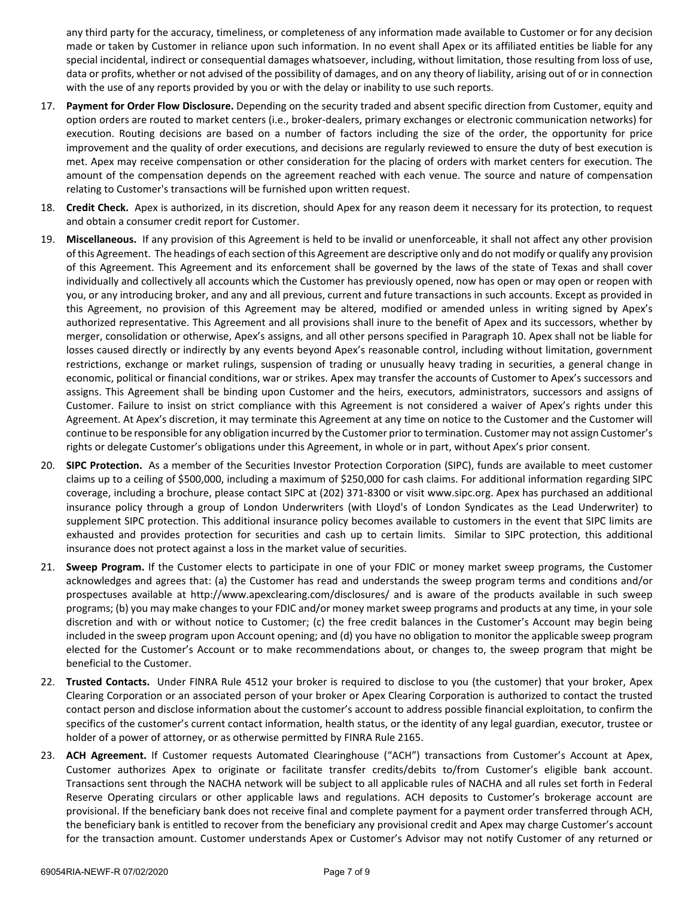any third party for the accuracy, timeliness, or completeness of any information made available to Customer or for any decision made or taken by Customer in reliance upon such information. In no event shall Apex or its affiliated entities be liable for any special incidental, indirect or consequential damages whatsoever, including, without limitation, those resulting from loss of use, data or profits, whether or not advised of the possibility of damages, and on any theory of liability, arising out of or in connection with the use of any reports provided by you or with the delay or inability to use such reports.

17. **Payment for Order Flow Disclosure.** Depending on the security traded and absent specific direction from Customer, equity and option orders are routed to market centers (i.e., broker-dealers, primary exchanges or electronic communication networks) for execution. Routing decisions are based on a number of factors including the size of the order, the opportunity for price improvement and the quality of order executions, and decisions are regularly reviewed to ensure the duty of best execution is met. Apex may receive compensation or other consideration for the placing of orders with market centers for execution. The amount of the compensation depends on the agreement reached with each venue. The source and nature of compensation relating to Customer's transactions will be furnished upon written request.

18. **Credit Check.** Apex is authorized, in its discretion, should Apex for any reason deem it necessary for its protection, to request and obtain a consumer credit report for Customer.

19. **Miscellaneous.** If any provision of this Agreement is held to be invalid or unenforceable, it shall not affect any other provision of this Agreement. The headings of each section of this Agreement are descriptive only and do not modify or qualify any provision of this Agreement. This Agreement and its enforcement shall be governed by the laws of the state of Texas and shall cover individually and collectively all accounts which the Customer has previously opened, now has open or may open or reopen with you, or any introducing broker, and any and all previous, current and future transactions in such accounts. Except as provided in this Agreement, no provision of this Agreement may be altered, modified or amended unless in writing signed by Apex's authorized representative. This Agreement and all provisions shall inure to the benefit of Apex and its successors, whether by merger, consolidation or otherwise, Apex's assigns, and all other persons specified in Paragraph 10. Apex shall not be liable for losses caused directly or indirectly by any events beyond Apex's reasonable control, including without limitation, government restrictions, exchange or market rulings, suspension of trading or unusually heavy trading in securities, a general change in economic, political or financial conditions, war or strikes. Apex may transfer the accounts of Customer to Apex's successors and assigns. This Agreement shall be binding upon Customer and the heirs, executors, administrators, successors and assigns of Customer. Failure to insist on strict compliance with this Agreement is not considered a waiver of Apex's rights under this Agreement. At Apex's discretion, it may terminate this Agreement at any time on notice to the Customer and the Customer will continue to be responsible for any obligation incurred by the Customer prior to termination. Customer may not assign Customer's rights or delegate Customer's obligations under this Agreement, in whole or in part, without Apex's prior consent.

20. **SIPC Protection.** As a member of the Securities Investor Protection Corporation (SIPC), funds are available to meet customer claims up to a ceiling of $500,000, including a maximum of $250,000 for cash claims. For additional information regarding SIPC coverage, including a brochure, please contact SIPC at (202) 371-8300 or visit www.sipc.org. Apex has purchased an additional insurance policy through a group of London Underwriters (with Lloyd's of London Syndicates as the Lead Underwriter) to supplement SIPC protection. This additional insurance policy becomes available to customers in the event that SIPC limits are exhausted and provides protection for securities and cash up to certain limits. Similar to SIPC protection, this additional insurance does not protect against a loss in the market value of securities.

21. **Sweep Program.** If the Customer elects to participate in one of your FDIC or money market sweep programs, the Customer acknowledges and agrees that: (a) the Customer has read and understands the sweep program terms and conditions and/or prospectuses available at http://www.apexclearing.com/disclosures/ and is aware of the products available in such sweep programs; (b) you may make changes to your FDIC and/or money market sweep programs and products at any time, in your sole discretion and with or without notice to Customer; (c) the free credit balances in the Customer's Account may begin being included in the sweep program upon Account opening; and (d) you have no obligation to monitor the applicable sweep program elected for the Customer's Account or to make recommendations about, or changes to, the sweep program that might be beneficial to the Customer.

22. **Trusted Contacts.** Under FINRA Rule 4512 your broker is required to disclose to you (the customer) that your broker, Apex Clearing Corporation or an associated person of your broker or Apex Clearing Corporation is authorized to contact the trusted contact person and disclose information about the customer's account to address possible financial exploitation, to confirm the specifics of the customer's current contact information, health status, or the identity of any legal guardian, executor, trustee or holder of a power of attorney, or as otherwise permitted by FINRA Rule 2165.

23. **ACH Agreement.** If Customer requests Automated Clearinghouse ("ACH") transactions from Customer's Account at Apex, Customer authorizes Apex to originate or facilitate transfer credits/debits to/from Customer's eligible bank account. Transactions sent through the NACHA network will be subject to all applicable rules of NACHA and all rules set forth in Federal Reserve Operating circulars or other applicable laws and regulations. ACH deposits to Customer's brokerage account are provisional. If the beneficiary bank does not receive final and complete payment for a payment order transferred through ACH, the beneficiary bank is entitled to recover from the beneficiary any provisional credit and Apex may charge Customer's account for the transaction amount. Customer understands Apex or Customer's Advisor may not notify Customer of any returned or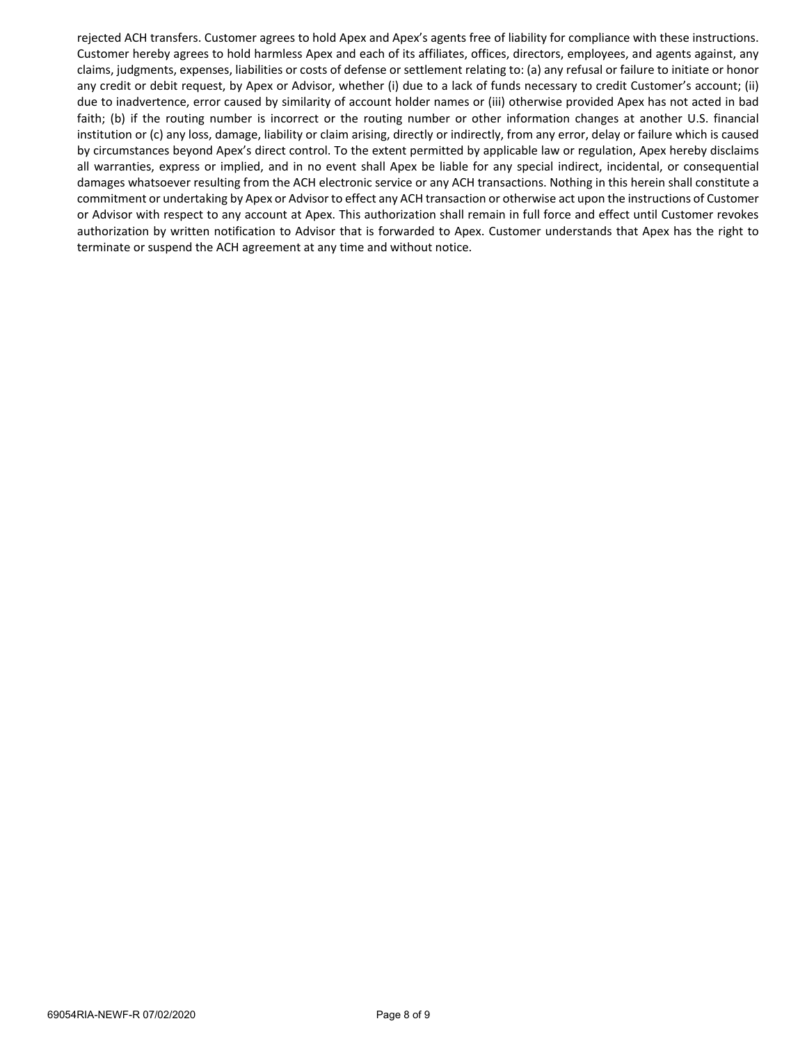rejected ACH transfers. Customer agrees to hold Apex and Apex's agents free of liability for compliance with these instructions. Customer hereby agrees to hold harmless Apex and each of its affiliates, offices, directors, employees, and agents against, any claims, judgments, expenses, liabilities or costs of defense or settlement relating to: (a) any refusal or failure to initiate or honor any credit or debit request, by Apex or Advisor, whether (i) due to a lack of funds necessary to credit Customer's account; (ii) due to inadvertence, error caused by similarity of account holder names or (iii) otherwise provided Apex has not acted in bad faith; (b) if the routing number is incorrect or the routing number or other information changes at another U.S. financial institution or (c) any loss, damage, liability or claim arising, directly or indirectly, from any error, delay or failure which is caused by circumstances beyond Apex's direct control. To the extent permitted by applicable law or regulation, Apex hereby disclaims all warranties, express or implied, and in no event shall Apex be liable for any special indirect, incidental, or consequential damages whatsoever resulting from the ACH electronic service or any ACH transactions. Nothing in this herein shall constitute a commitment or undertaking by Apex or Advisor to effect any ACH transaction or otherwise act upon the instructions of Customer or Advisor with respect to any account at Apex. This authorization shall remain in full force and effect until Customer revokes authorization by written notification to Advisor that is forwarded to Apex. Customer understands that Apex has the right to terminate or suspend the ACH agreement at any time and without notice.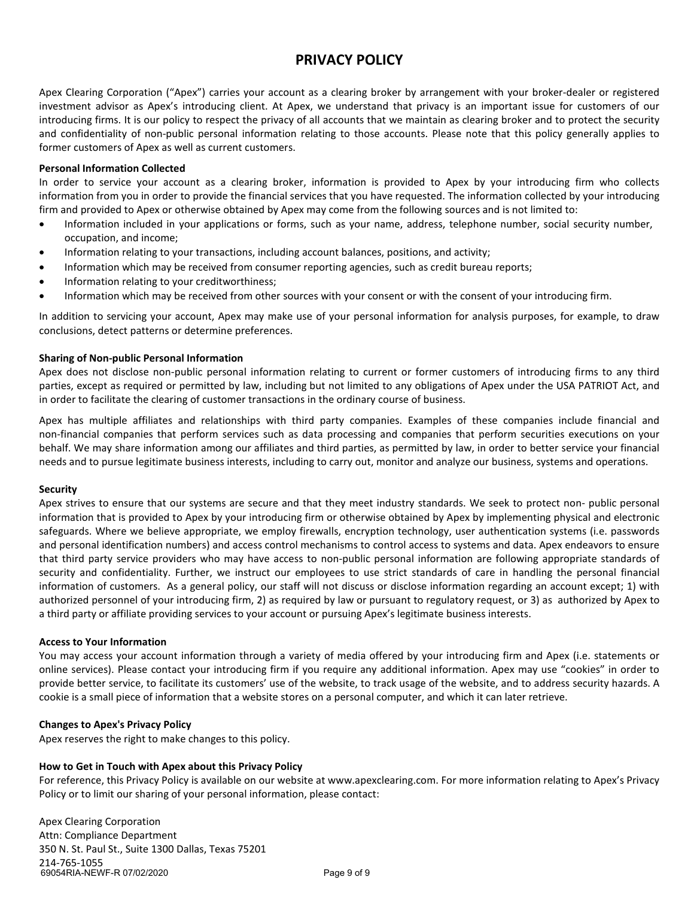# PRIVACY POLICY

Apex Clearing Corporation ("Apex") carries your account as a clearing broker by arrangement with your broker-dealer or registered investment advisor as Apex's introducing client. At Apex, we understand that privacy is an important issue for customers of our introducing firms. It is our policy to respect the privacy of all accounts that we maintain as clearing broker and to protect the security and confidentiality of non-public personal information relating to those accounts. Please note that this policy generally applies to former customers of Apex as well as current customers.

**Personal Information Collected**

In order to service your account as a clearing broker, information is provided to Apex by your introducing firm who collects information from you in order to provide the financial services that you have requested. The information collected by your introducing firm and provided to Apex or otherwise obtained by Apex may come from the following sources and is not limited to:

- Information included in your applications or forms, such as your name, address, telephone number, social security number, occupation, and income;
- Information relating to your transactions, including account balances, positions, and activity;
- Information which may be received from consumer reporting agencies, such as credit bureau reports;
- Information relating to your creditworthiness;
- Information which may be received from other sources with your consent or with the consent of your introducing firm.

In addition to servicing your account, Apex may make use of your personal information for analysis purposes, for example, to draw conclusions, detect patterns or determine preferences.

**Sharing of Non-public Personal Information**

Apex does not disclose non-public personal information relating to current or former customers of introducing firms to any third parties, except as required or permitted by law, including but not limited to any obligations of Apex under the USA PATRIOT Act, and in order to facilitate the clearing of customer transactions in the ordinary course of business.

Apex has multiple affiliates and relationships with third party companies. Examples of these companies include financial and non-financial companies that perform services such as data processing and companies that perform securities executions on your behalf. We may share information among our affiliates and third parties, as permitted by law, in order to better service your financial needs and to pursue legitimate business interests, including to carry out, monitor and analyze our business, systems and operations.

**Security**

Apex strives to ensure that our systems are secure and that they meet industry standards. We seek to protect non- public personal information that is provided to Apex by your introducing firm or otherwise obtained by Apex by implementing physical and electronic safeguards. Where we believe appropriate, we employ firewalls, encryption technology, user authentication systems (i.e. passwords and personal identification numbers) and access control mechanisms to control access to systems and data. Apex endeavors to ensure that third party service providers who may have access to non-public personal information are following appropriate standards of security and confidentiality. Further, we instruct our employees to use strict standards of care in handling the personal financial information of customers. As a general policy, our staff will not discuss or disclose information regarding an account except; 1) with authorized personnel of your introducing firm, 2) as required by law or pursuant to regulatory request, or 3) as authorized by Apex to a third party or affiliate providing services to your account or pursuing Apex's legitimate business interests.

**Access to Your Information**

You may access your account information through a variety of media offered by your introducing firm and Apex (i.e. statements or online services). Please contact your introducing firm if you require any additional information. Apex may use "cookies" in order to provide better service, to facilitate its customers' use of the website, to track usage of the website, and to address security hazards. A cookie is a small piece of information that a website stores on a personal computer, and which it can later retrieve.

**Changes to Apex's Privacy Policy**

Apex reserves the right to make changes to this policy.

**How to Get in Touch with Apex about this Privacy Policy**

For reference, this Privacy Policy is available on our website at www.apexclearing.com. For more information relating to Apex's Privacy Policy or to limit our sharing of your personal information, please contact:

Apex Clearing Corporation
Attn: Compliance Department
350 N. St. Paul St., Suite 1300 Dallas, Texas 75201
214-765-1055

69054RIA-NEWF-R 07/02/2020